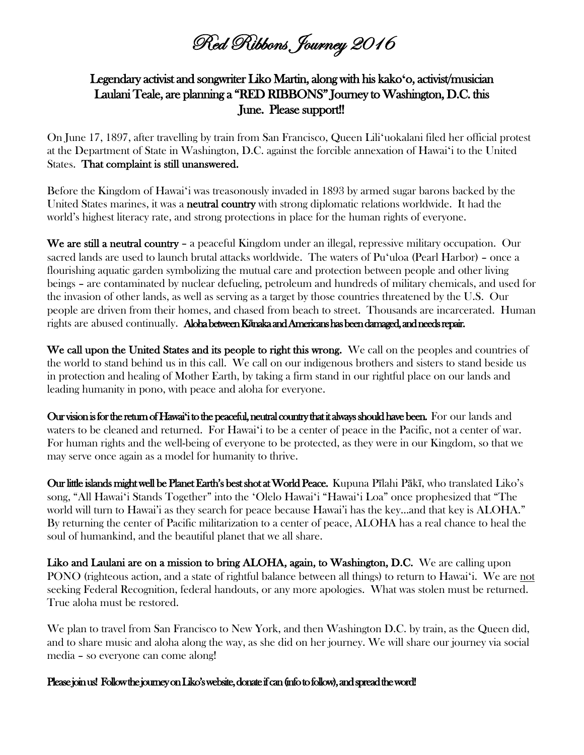# Red Ribbons Journey 2016

## Legendary activist and songwriter Liko Martin, along with his kakoʻo, activist/musician Laulani Teale, are planning a "RED RIBBONS" Journey to Washington, D.C. this June. Please support!!

On June 17, 1897, after travelling by train from San Francisco, Queen Liliʻuokalani filed her official protest at the Department of State in Washington, D.C. against the forcible annexation of Hawaiʻi to the United States. **That complaint is still unanswered.**

Before the Kingdom of Hawaiʻi was treasonously invaded in 1893 by armed sugar barons backed by the United States marines, it was a **neutral country** with strong diplomatic relations worldwide. It had the world's highest literacy rate, and strong protections in place for the human rights of everyone.

**We are still a neutral country** – a peaceful Kingdom under an illegal, repressive military occupation. Our sacred lands are used to launch brutal attacks worldwide. The waters of Puʻuloa (Pearl Harbor) – once a flourishing aquatic garden symbolizing the mutual care and protection between people and other living beings – are contaminated by nuclear defueling, petroleum and hundreds of military chemicals, and used for the invasion of other lands, as well as serving as a target by those countries threatened by the U.S. Our people are driven from their homes, and chased from beach to street. Thousands are incarcerated. Human rights are abused continually. **Aloha between Kānaka and Americans has been damaged, and needs repair.**

**We call upon the United States and its people to right this wrong.** We call on the peoples and countries of the world to stand behind us in this call. We call on our indigenous brothers and sisters to stand beside us in protection and healing of Mother Earth, by taking a firm stand in our rightful place on our lands and leading humanity in pono, with peace and aloha for everyone.

**Our vision is for the return of Hawaiʻi to the peaceful, neutral country that it always should have been.** For our lands and waters to be cleaned and returned. For Hawaiʻi to be a center of peace in the Pacific, not a center of war. For human rights and the well-being of everyone to be protected, as they were in our Kingdom, so that we may serve once again as a model for humanity to thrive.

**Our little islands might well be Planet Earth's best shot at World Peace.** Kupuna Pīlahi Pākī, who translated Liko's song, "All Hawaiʻi Stands Together" into the ʻOlelo Hawaiʻi "Hawaiʻi Loa" once prophesized that "The world will turn to Hawaiʻi as they search for peace because Hawaiʻi has the key…and that key is ALOHA." By returning the center of Pacific militarization to a center of peace, ALOHA has a real chance to heal the soul of humankind, and the beautiful planet that we all share.

**Liko and Laulani are on a mission to bring ALOHA, again, to Washington, D.C.** We are calling upon PONO (righteous action, and a state of rightful balance between all things) to return to Hawaiʻi. We are <u>not</u> seeking Federal Recognition, federal handouts, or any more apologies. What was stolen must be returned. True aloha must be restored.

We plan to travel from San Francisco to New York, and then Washington D.C. by train, as the Queen did, and to share music and aloha along the way, as she did on her journey. We will share our journey via social media – so everyone can come along!

**Please join us! Follow the journey on Liko's website, donate if can (info to follow), and spread the word!**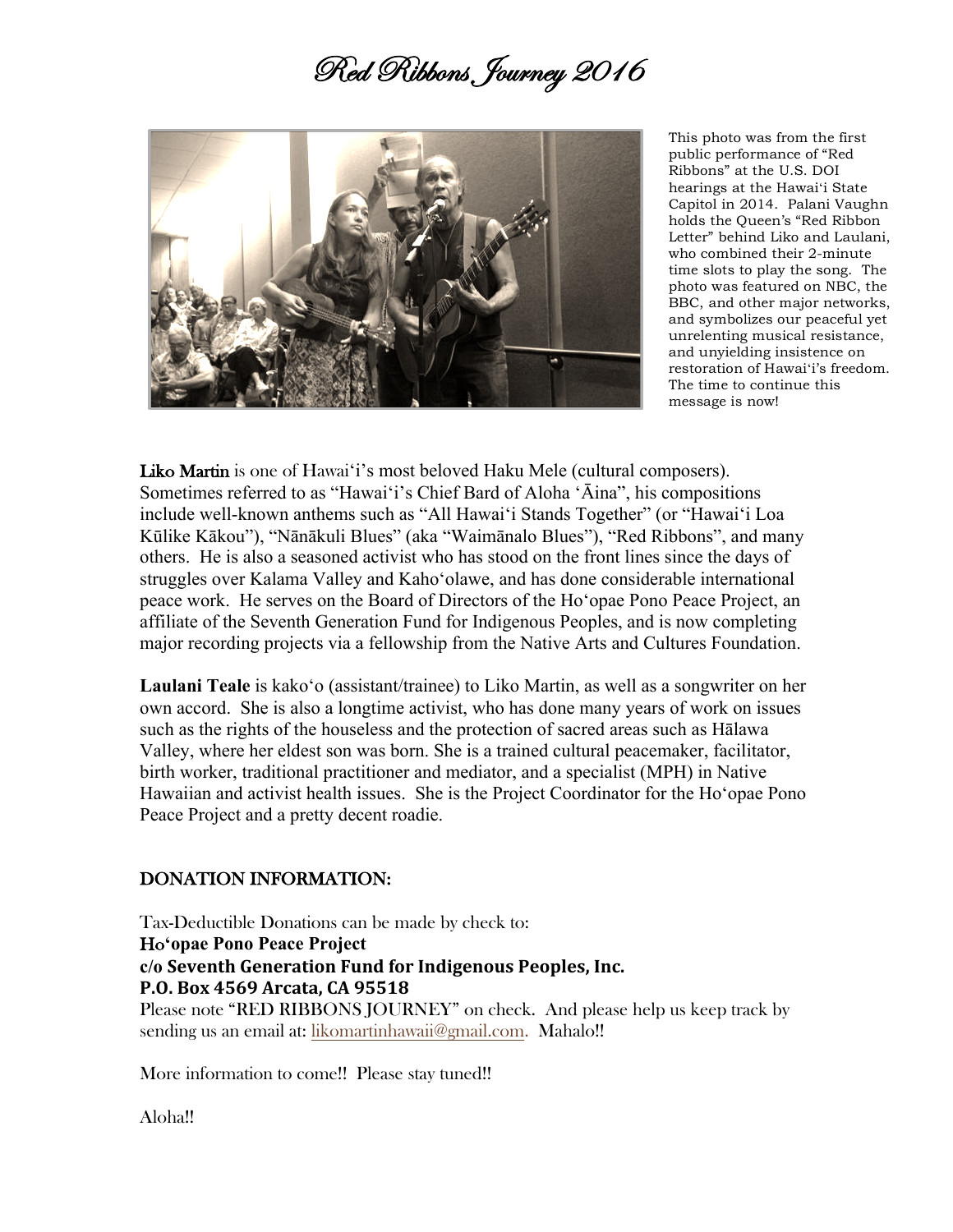# Red Ribbons Journey 2016

This photo was from the first public performance of “Red Ribbons” at the U.S. DOI hearings at the Hawai‘i State Capitol in 2014. Palani Vaughn holds the Queen’s “Red Ribbon Letter” behind Liko and Laulani, who combined their 2-minute time slots to play the song. The photo was featured on NBC, the BBC, and other major networks, and symbolizes our peaceful yet unrelenting musical resistance, and unyielding insistence on restoration of Hawai‘i’s freedom. The time to continue this message is now!

**Liko Martin** is one of Hawai‘i’s most beloved Haku Mele (cultural composers). Sometimes referred to as “Hawai‘i’s Chief Bard of Aloha ‘Āina”, his compositions include well-known anthems such as “All Hawai‘i Stands Together” (or “Hawai‘i Loa Kūlike Kākou”), “Nānākuli Blues” (aka “Waimānalo Blues”), “Red Ribbons”, and many others. He is also a seasoned activist who has stood on the front lines since the days of struggles over Kalama Valley and Kaho‘olawe, and has done considerable international peace work. He serves on the Board of Directors of the Ho‘opae Pono Peace Project, an affiliate of the Seventh Generation Fund for Indigenous Peoples, and is now completing major recording projects via a fellowship from the Native Arts and Cultures Foundation.

**Laulani Teale** is kako‘o (assistant/trainee) to Liko Martin, as well as a songwriter on her own accord. She is also a longtime activist, who has done many years of work on issues such as the rights of the houseless and the protection of sacred areas such as Hālawa Valley, where her eldest son was born. She is a trained cultural peacemaker, facilitator, birth worker, traditional practitioner and mediator, and a specialist (MPH) in Native Hawaiian and activist health issues. She is the Project Coordinator for the Ho‘opae Pono Peace Project and a pretty decent roadie.

## DONATION INFORMATION:

Tax-Deductible Donations can be made by check to:
**Ho‘opae Pono Peace Project**
**c/o Seventh Generation Fund for Indigenous Peoples, Inc.**
**P.O. Box 4569 Arcata, CA 95518**
Please note “RED RIBBONS JOURNEY” on check. And please help us keep track by sending us an email at: likomartinhawaii@gmail.com. Mahalo!!

More information to come!! Please stay tuned!!

Aloha!!